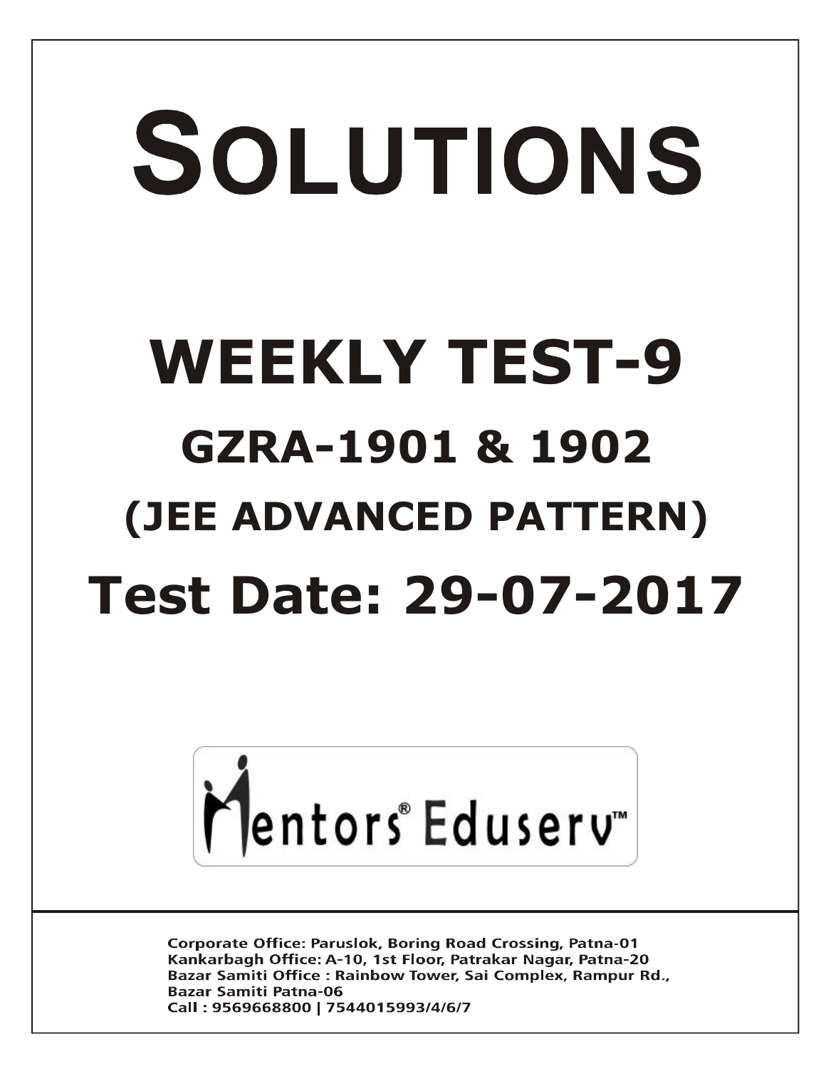# SOLUTIONS

## WEEKLY TEST-9

## GZRA-1901 & 1902

## (JEE ADVANCED PATTERN)

## Test Date: 29-07-2017

Mentors® Eduserv™

Corporate Office: Paruslok, Boring Road Crossing, Patna-01
Kankarbagh Office: A-10, 1st Floor, Patrakar Nagar, Patna-20
Bazar Samiti Office : Rainbow Tower, Sai Complex, Rampur Rd., Bazar Samiti Patna-06
Call : 9569668800 | 7544015993/4/6/7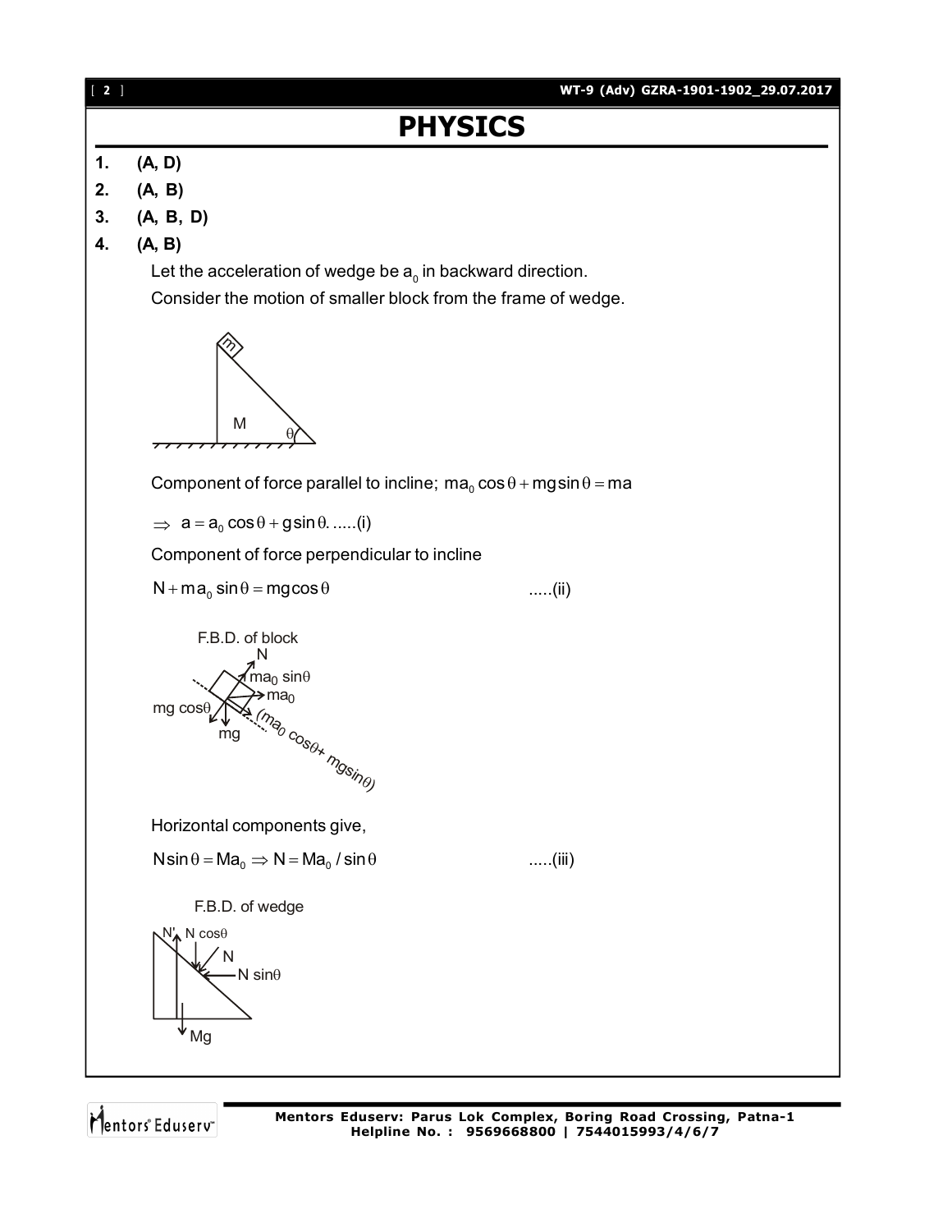# PHYSICS

1. **(A, D)**
2. **(A, B)**
3. **(A, B, D)**
4. **(A, B)**

Let the acceleration of wedge be $a_0$ in backward direction.

Consider the motion of smaller block from the frame of wedge.

Component of force parallel to incline; $ma_0 \cos\theta + mg\sin\theta = ma$

$\Rightarrow \ a = a_0 \cos\theta + g\sin\theta$. .....(i)

Component of force perpendicular to incline

$N + ma_0 \sin\theta = mg\cos\theta$ .....(ii)

F.B.D. of block

Horizontal components give,

$N\sin\theta = Ma_0 \Rightarrow N = Ma_0 / \sin\theta$ .....(iii)

F.B.D. of wedge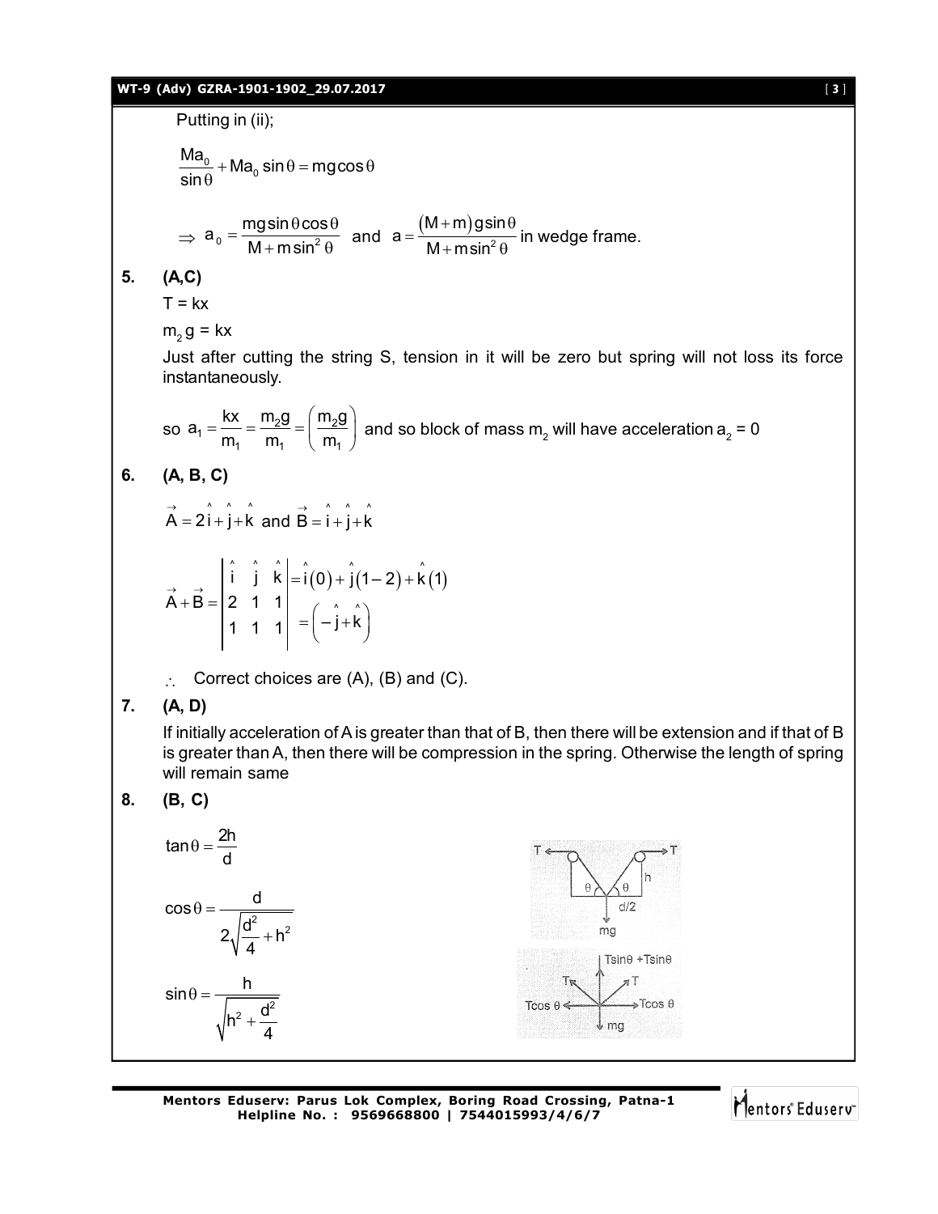Putting in (ii);

$$\frac{Ma_0}{\sin\theta} + Ma_0 \sin\theta = mg\cos\theta$$

$$\Rightarrow a_0 = \frac{mg\sin\theta\cos\theta}{M + m\sin^2\theta} \text{ and } a = \frac{(M+m)g\sin\theta}{M + m\sin^2\theta} \text{ in wedge frame.}$$

**5. (A,C)**

$T = kx$

$m_2 g = kx$

Just after cutting the string S, tension in it will be zero but spring will not loss its force instantaneously.

so $a_1 = \frac{kx}{m_1} = \frac{m_2 g}{m_1} = \left(\frac{m_2 g}{m_1}\right)$ and so block of mass $m_2$ will have acceleration $a_2 = 0$

**6. (A, B, C)**

$\vec{A} = 2\hat{i} + \hat{j} + \hat{k}$ and $\vec{B} = \hat{i} + \hat{j} + \hat{k}$

$$\vec{A} + \vec{B} = \begin{vmatrix} \hat{i} & \hat{j} & \hat{k} \\ 2 & 1 & 1 \\ 1 & 1 & 1 \end{vmatrix} = \hat{i}(0) + \hat{j}(1-2) + \hat{k}(1) = \left(-\hat{j} + \hat{k}\right)$$

$\therefore$ Correct choices are (A), (B) and (C).

**7. (A, D)**

If initially acceleration of A is greater than that of B, then there will be extension and if that of B is greater than A, then there will be compression in the spring. Otherwise the length of spring will remain same

**8. (B, C)**

$$\tan\theta = \frac{2h}{d}$$

$$\cos\theta = \frac{d}{2\sqrt{\frac{d^2}{4} + h^2}}$$

$$\sin\theta = \frac{h}{\sqrt{h^2 + \frac{d^2}{4}}}$$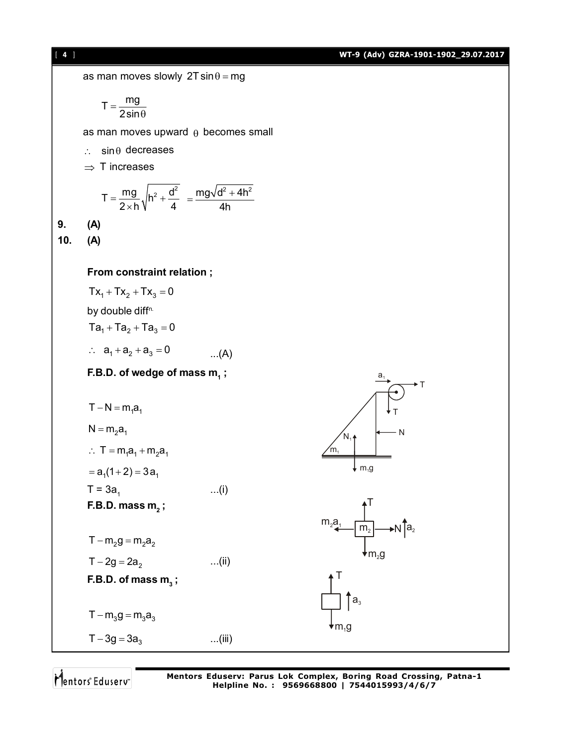as man moves slowly $2T\sin\theta = mg$

$$T = \frac{mg}{2\sin\theta}$$

as man moves upward $\theta$ becomes small

$\therefore$ $\sin\theta$ decreases

$\Rightarrow$ T increases

$$T = \frac{mg}{2\times h}\sqrt{h^2 + \frac{d^2}{4}} = \frac{mg\sqrt{d^2 + 4h^2}}{4h}$$

**9.** **(A)**

**10.** **(A)**

**From constraint relation ;**

$Tx_1 + Tx_2 + Tx_3 = 0$

by double diff^n.

$Ta_1 + Ta_2 + Ta_3 = 0$

$\therefore$ $a_1 + a_2 + a_3 = 0$ ...(A)

**F.B.D. of wedge of mass $m_1$ ;**

$T - N = m_1a_1$

$N = m_2a_1$

$\therefore$ $T = m_1a_1 + m_2a_1$

$= a_1(1+2) = 3a_1$

$T = 3a_1$ ...(i)

**F.B.D. mass $m_2$ ;**

$T - m_2g = m_2a_2$

$T - 2g = 2a_2$ ...(ii)

**F.B.D. of mass $m_3$ ;**

$T - m_3g = m_3a_3$

$T - 3g = 3a_3$ ...(iii)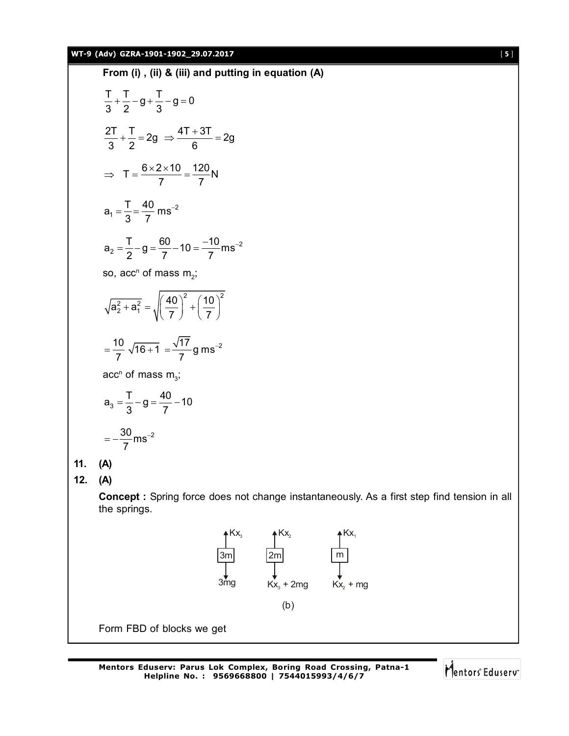**From (i) , (ii) & (iii) and putting in equation (A)**

$$\frac{T}{3}+\frac{T}{2}-g+\frac{T}{3}-g=0$$

$$\frac{2T}{3}+\frac{T}{2}=2g \Rightarrow \frac{4T+3T}{6}=2g$$

$$\Rightarrow \quad T=\frac{6\times2\times10}{7}=\frac{120}{7}N$$

$$a_1=\frac{T}{3}=\frac{40}{7}\,ms^{-2}$$

$$a_2=\frac{T}{2}-g=\frac{60}{7}-10=\frac{-10}{7}ms^{-2}$$

so, $acc^n$ of mass $m_2$;

$$\sqrt{a_2^2+a_1^2}=\sqrt{\left(\frac{40}{7}\right)^2+\left(\frac{10}{7}\right)^2}$$

$$=\frac{10}{7}\sqrt{16+1}=\frac{\sqrt{17}}{7}g\,ms^{-2}$$

$acc^n$ of mass $m_3$;

$$a_3=\frac{T}{3}-g=\frac{40}{7}-10$$

$$=-\frac{30}{7}ms^{-2}$$

**11. (A)**

**12. (A)**

**Concept :** Spring force does not change instantaneously. As a first step find tension in all the springs.

| Block | Upward force | Downward force |
|---|---|---|
| 3m | $Kx_3$ | $3mg$ |
| 2m | $Kx_2$ | $Kx_3 + 2mg$ |
| m | $Kx_1$ | $Kx_2 + mg$ |

(b)

Form FBD of blocks we get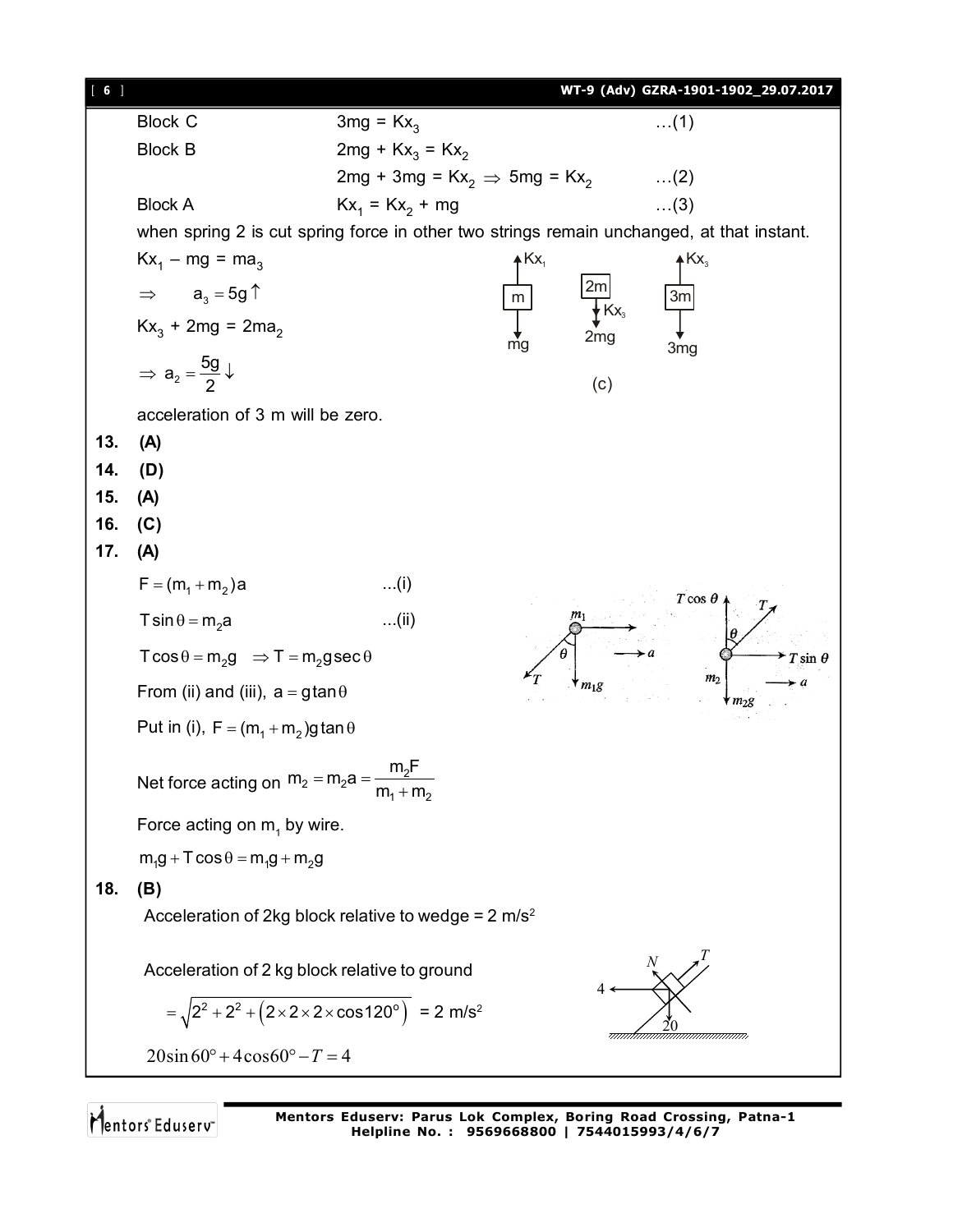Block C $\quad 3mg = Kx_3 \quad \ldots(1)$

Block B $\quad 2mg + Kx_3 = Kx_2$

$2mg + 3mg = Kx_2 \Rightarrow 5mg = Kx_2 \quad \ldots(2)$

Block A $\quad Kx_1 = Kx_2 + mg \quad \ldots(3)$

when spring 2 is cut spring force in other two strings remain unchanged, at that instant.

$Kx_1 - mg = ma_3$

$\Rightarrow \quad a_3 = 5g \uparrow$

$Kx_3 + 2mg = 2ma_2$

$\Rightarrow a_2 = \frac{5g}{2} \downarrow$

(c)

acceleration of 3 m will be zero.

**13. (A)**

**14. (D)**

**15. (A)**

**16. (C)**

**17. (A)**

$F = (m_1 + m_2)a \quad \ldots(i)$

$T\sin\theta = m_2 a \quad \ldots(ii)$

$T\cos\theta = m_2 g \quad \Rightarrow T = m_2 g \sec\theta$

From (ii) and (iii), $a = g\tan\theta$

Put in (i), $F = (m_1 + m_2)g\tan\theta$

Net force acting on $m_2 = m_2 a = \frac{m_2 F}{m_1 + m_2}$

Force acting on $m_1$ by wire.

$m_1 g + T\cos\theta = m_1 g + m_2 g$

**18. (B)**

Acceleration of 2kg block relative to wedge = 2 m/s$^2$

Acceleration of 2 kg block relative to ground

$= \sqrt{2^2 + 2^2 + (2 \times 2 \times 2 \times \cos 120^\circ)}$ = 2 m/s$^2$

$20\sin 60^\circ + 4\cos 60^\circ - T = 4$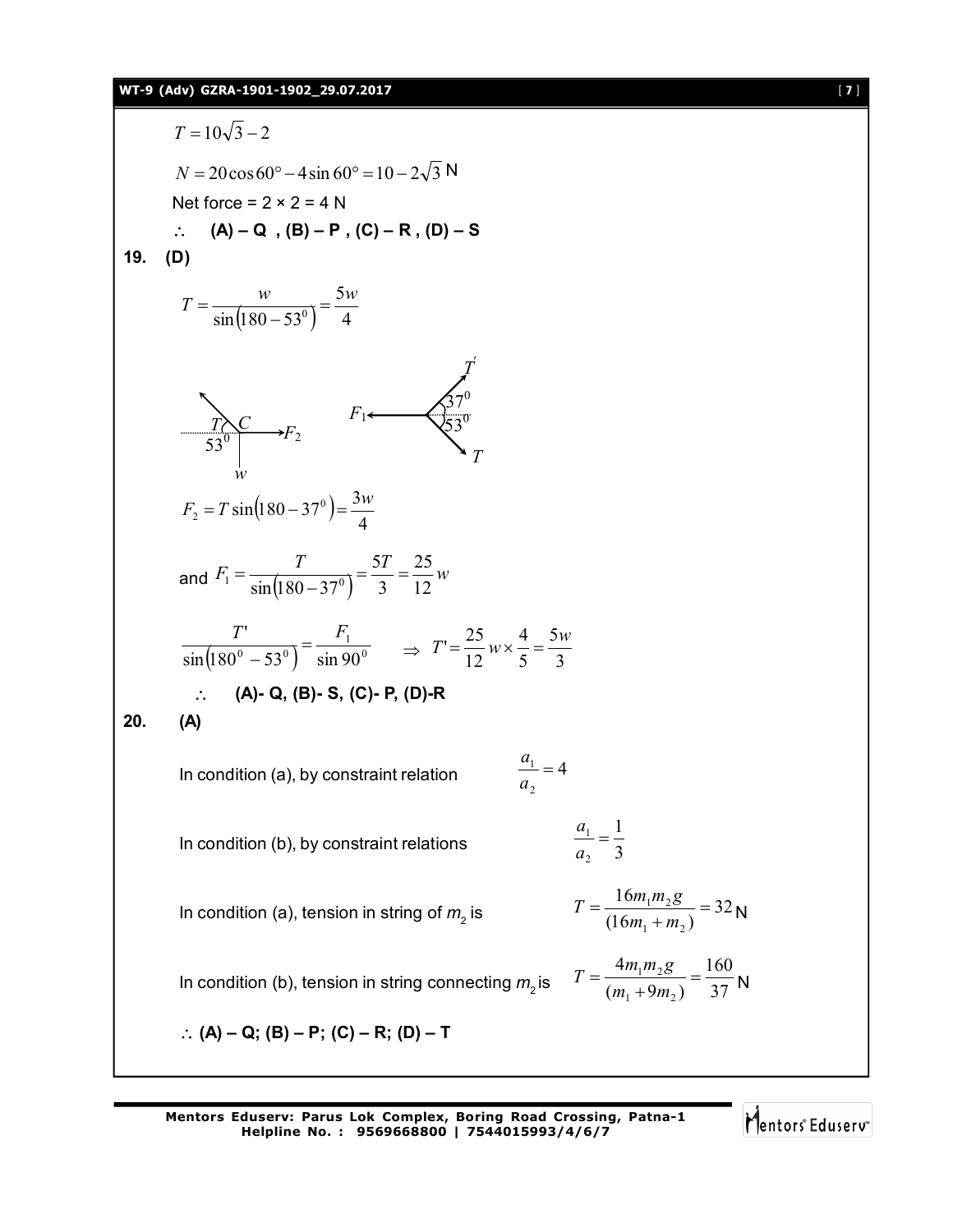$T = 10\sqrt{3} - 2$

$N = 20\cos 60° - 4\sin 60° = 10 - 2\sqrt{3}$ N

Net force = 2 × 2 = 4 N

$\therefore$ **(A) – Q , (B) – P , (C) – R , (D) – S**

**19. (D)**

$$T = \frac{w}{\sin(180 - 53^0)} = \frac{5w}{4}$$

$$F_2 = T\sin(180 - 37^0) = \frac{3w}{4}$$

and $F_1 = \dfrac{T}{\sin(180 - 37^0)} = \dfrac{5T}{3} = \dfrac{25}{12}w$

$$\frac{T'}{\sin(180^0 - 53^0)} = \frac{F_1}{\sin 90^0} \quad \Rightarrow \; T' = \frac{25}{12}w \times \frac{4}{5} = \frac{5w}{3}$$

$\therefore$ **(A)- Q, (B)- S, (C)- P, (D)-R**

**20. (A)**

In condition (a), by constraint relation $\dfrac{a_1}{a_2} = 4$

In condition (b), by constraint relations $\dfrac{a_1}{a_2} = \dfrac{1}{3}$

In condition (a), tension in string of $m_2$ is $T = \dfrac{16m_1m_2g}{(16m_1 + m_2)} = 32$ N

In condition (b), tension in string connecting $m_2$ is $T = \dfrac{4m_1m_2g}{(m_1 + 9m_2)} = \dfrac{160}{37}$ N

$\therefore$ **(A) – Q; (B) – P; (C) – R; (D) – T**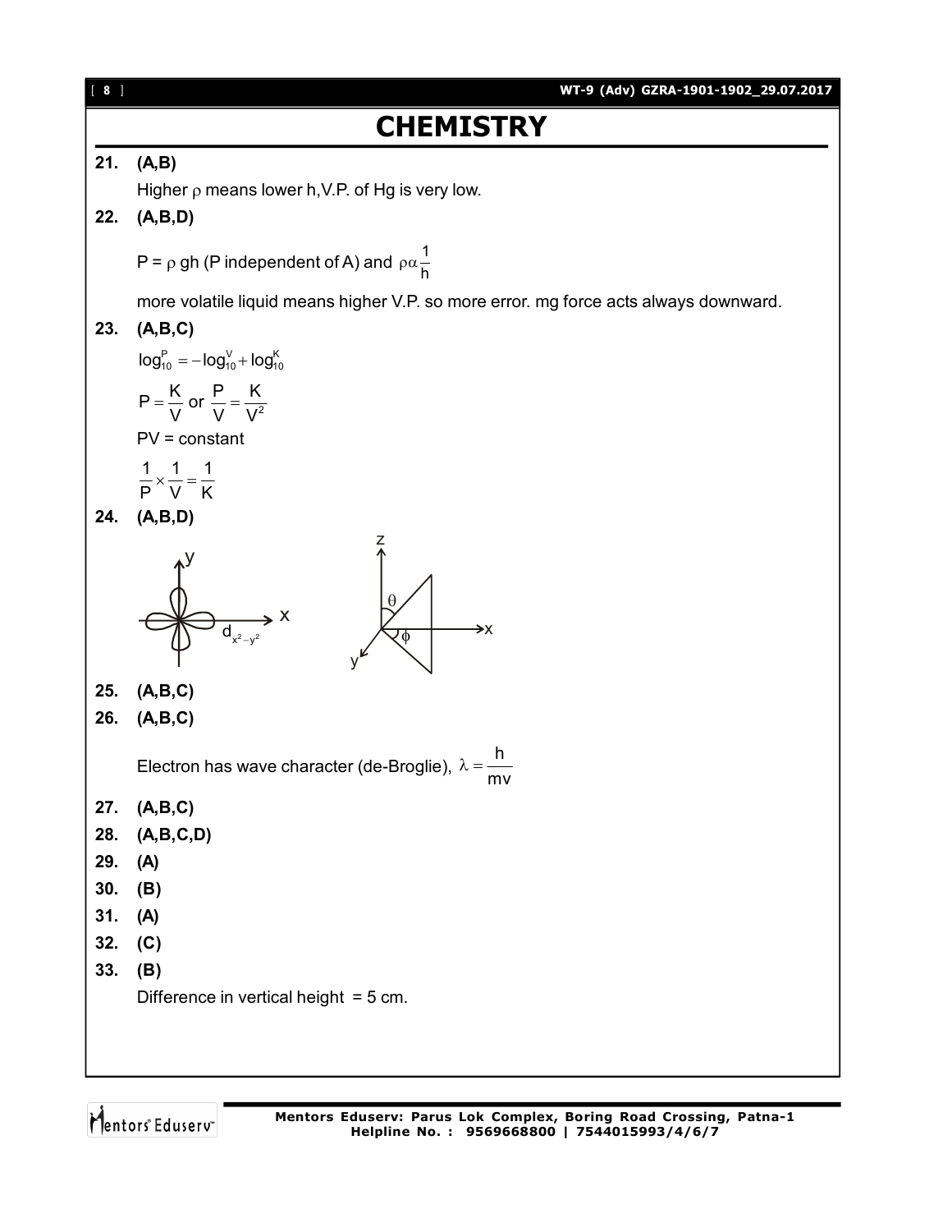# CHEMISTRY

**21. (A,B)**

Higher $\rho$ means lower h,V.P. of Hg is very low.

**22. (A,B,D)**

$P = \rho$ gh (P independent of A) and $\rho \alpha \frac{1}{h}$

more volatile liquid means higher V.P. so more error. mg force acts always downward.

**23. (A,B,C)**

$\log_{10}^{P} = -\log_{10}^{V} + \log_{10}^{K}$

$P = \frac{K}{V}$ or $\frac{P}{V} = \frac{K}{V^2}$

PV = constant

$\frac{1}{P} \times \frac{1}{V} = \frac{1}{K}$

**24. (A,B,D)**

$d_{x^2-y^2}$

**25. (A,B,C)**

**26. (A,B,C)**

Electron has wave character (de-Broglie), $\lambda = \frac{h}{mv}$

**27. (A,B,C)**

**28. (A,B,C,D)**

**29. (A)**

**30. (B)**

**31. (A)**

**32. (C)**

**33. (B)**

Difference in vertical height = 5 cm.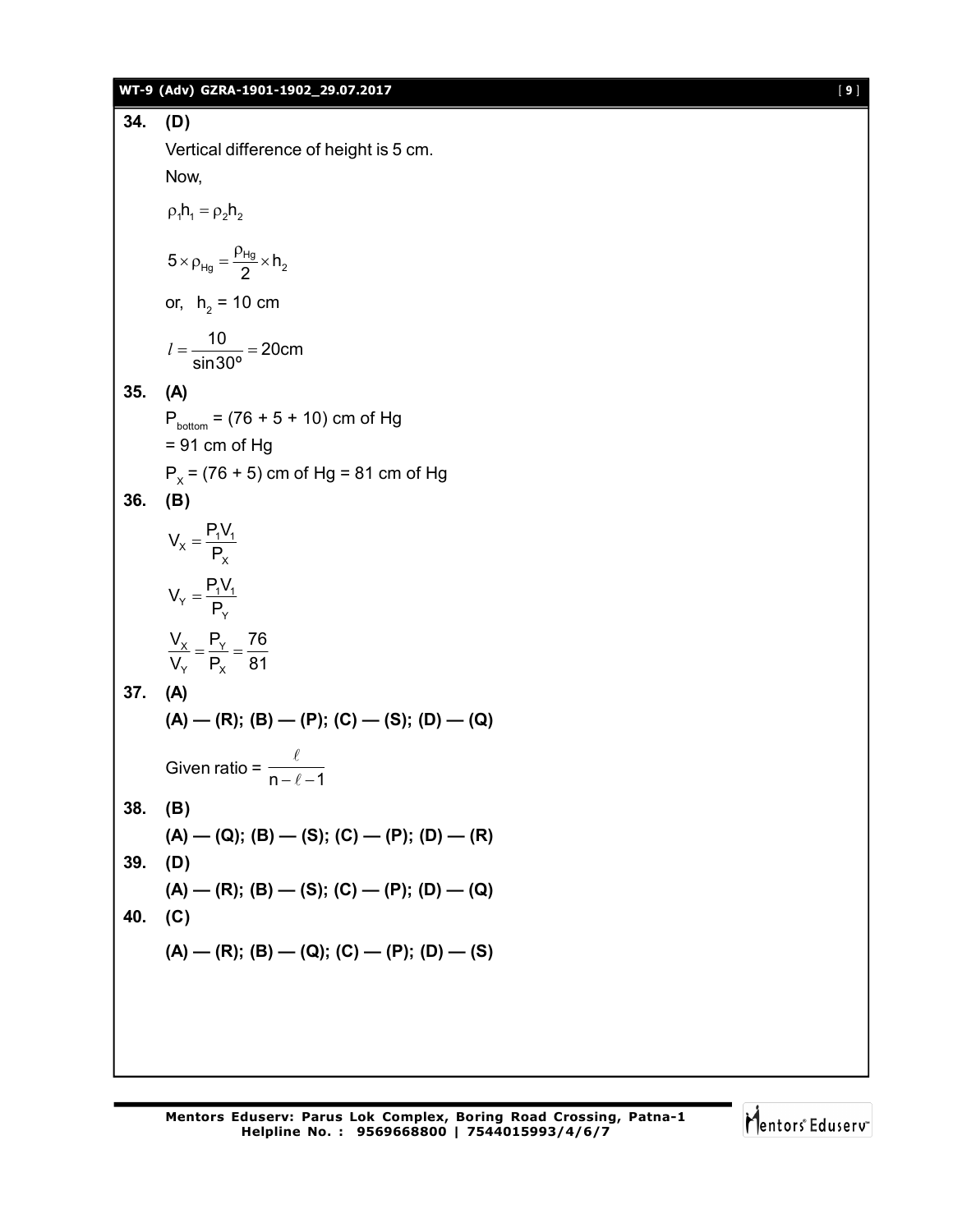**34. (D)**

Vertical difference of height is 5 cm.

Now,

$$\rho_1 h_1 = \rho_2 h_2$$

$$5 \times \rho_{Hg} = \frac{\rho_{Hg}}{2} \times h_2$$

or, $h_2$ = 10 cm

$$l = \frac{10}{\sin 30^\circ} = 20\text{cm}$$

**35. (A)**

$P_{bottom}$ = (76 + 5 + 10) cm of Hg

= 91 cm of Hg

$P_X$ = (76 + 5) cm of Hg = 81 cm of Hg

**36. (B)**

$$V_X = \frac{P_1 V_1}{P_X}$$

$$V_Y = \frac{P_1 V_1}{P_Y}$$

$$\frac{V_X}{V_Y} = \frac{P_Y}{P_X} = \frac{76}{81}$$

**37. (A)**

**(A) — (R); (B) — (P); (C) — (S); (D) — (Q)**

Given ratio = $\dfrac{\ell}{n - \ell - 1}$

**38. (B)**

**(A) — (Q); (B) — (S); (C) — (P); (D) — (R)**

**39. (D)**

**(A) — (R); (B) — (S); (C) — (P); (D) — (Q)**

**40. (C)**

**(A) — (R); (B) — (Q); (C) — (P); (D) — (S)**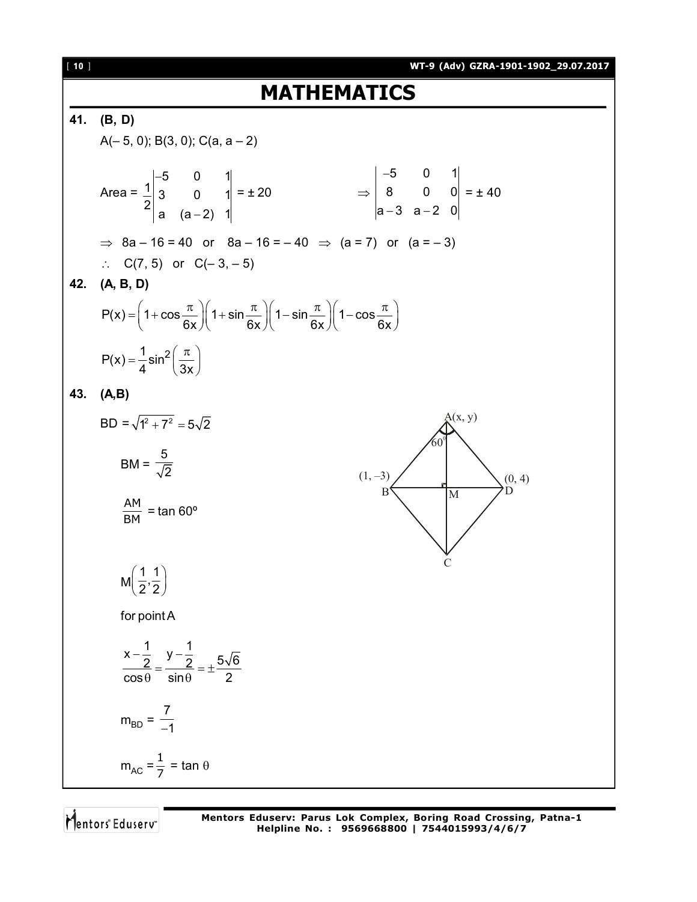# MATHEMATICS

**41. (B, D)**

A(– 5, 0); B(3, 0); C(a, a – 2)

$$\text{Area} = \frac{1}{2}\begin{vmatrix} -5 & 0 & 1 \\ 3 & 0 & 1 \\ a & (a-2) & 1 \end{vmatrix} = \pm 20 \qquad \Rightarrow \begin{vmatrix} -5 & 0 & 1 \\ 8 & 0 & 0 \\ a-3 & a-2 & 0 \end{vmatrix} = \pm 40$$

$\Rightarrow$ 8a – 16 = 40 or 8a – 16 = – 40 $\Rightarrow$ (a = 7) or (a = – 3)

$\therefore$ C(7, 5) or C(– 3, – 5)

**42. (A, B, D)**

$$P(x) = \left(1+\cos\frac{\pi}{6x}\right)\left(1+\sin\frac{\pi}{6x}\right)\left(1-\sin\frac{\pi}{6x}\right)\left(1-\cos\frac{\pi}{6x}\right)$$

$$P(x) = \frac{1}{4}\sin^2\left(\frac{\pi}{3x}\right)$$

**43. (A,B)**

$$BD = \sqrt{1^2+7^2} = 5\sqrt{2}$$

$$BM = \frac{5}{\sqrt{2}}$$

$$\frac{AM}{BM} = \tan 60^\circ$$

$$M\left(\frac{1}{2}, \frac{1}{2}\right)$$

for point A

$$\frac{x-\frac{1}{2}}{\cos\theta} = \frac{y-\frac{1}{2}}{\sin\theta} = \pm\frac{5\sqrt{6}}{2}$$

$$m_{BD} = \frac{7}{-1}$$

$$m_{AC} = \frac{1}{7} = \tan\theta$$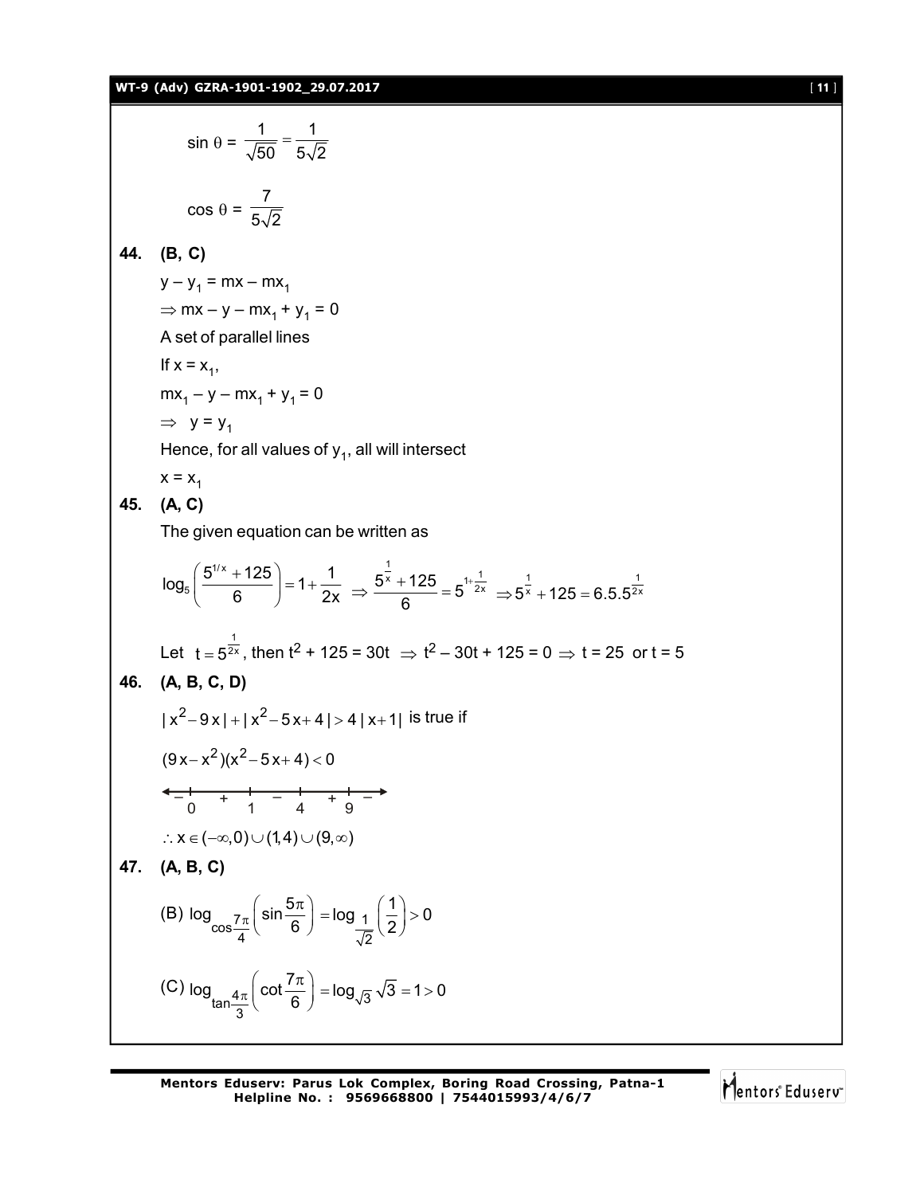$$\sin\theta = \frac{1}{\sqrt{50}} = \frac{1}{5\sqrt{2}}$$

$$\cos\theta = \frac{7}{5\sqrt{2}}$$

**44. (B, C)**

$y - y_1 = mx - mx_1$

$\Rightarrow mx - y - mx_1 + y_1 = 0$

A set of parallel lines

If $x = x_1$,

$mx_1 - y - mx_1 + y_1 = 0$

$\Rightarrow \; y = y_1$

Hence, for all values of $y_1$, all will intersect

$x = x_1$

**45. (A, C)**

The given equation can be written as

$$\log_5\left(\frac{5^{1/x}+125}{6}\right) = 1 + \frac{1}{2x} \Rightarrow \frac{5^{\frac{1}{x}}+125}{6} = 5^{1+\frac{1}{2x}} \Rightarrow 5^{\frac{1}{x}} + 125 = 6.5.5^{\frac{1}{2x}}$$

Let $t = 5^{\frac{1}{2x}}$, then $t^2 + 125 = 30t \Rightarrow t^2 - 30t + 125 = 0 \Rightarrow t = 25$ or $t = 5$

**46. (A, B, C, D)**

$|x^2 - 9x| + |x^2 - 5x + 4| > 4|x+1|$ is true if

$(9x - x^2)(x^2 - 5x + 4) < 0$

Sign scheme: $-$ (0) $+$ (1) $-$ (4) $+$ (9) $-$

$\therefore x \in (-\infty, 0) \cup (1, 4) \cup (9, \infty)$

**47. (A, B, C)**

(B) $\log_{\cos\frac{7\pi}{4}}\left(\sin\frac{5\pi}{6}\right) = \log_{\frac{1}{\sqrt{2}}}\left(\frac{1}{2}\right) > 0$

(C) $\log_{\tan\frac{4\pi}{3}}\left(\cot\frac{7\pi}{6}\right) = \log_{\sqrt{3}}\sqrt{3} = 1 > 0$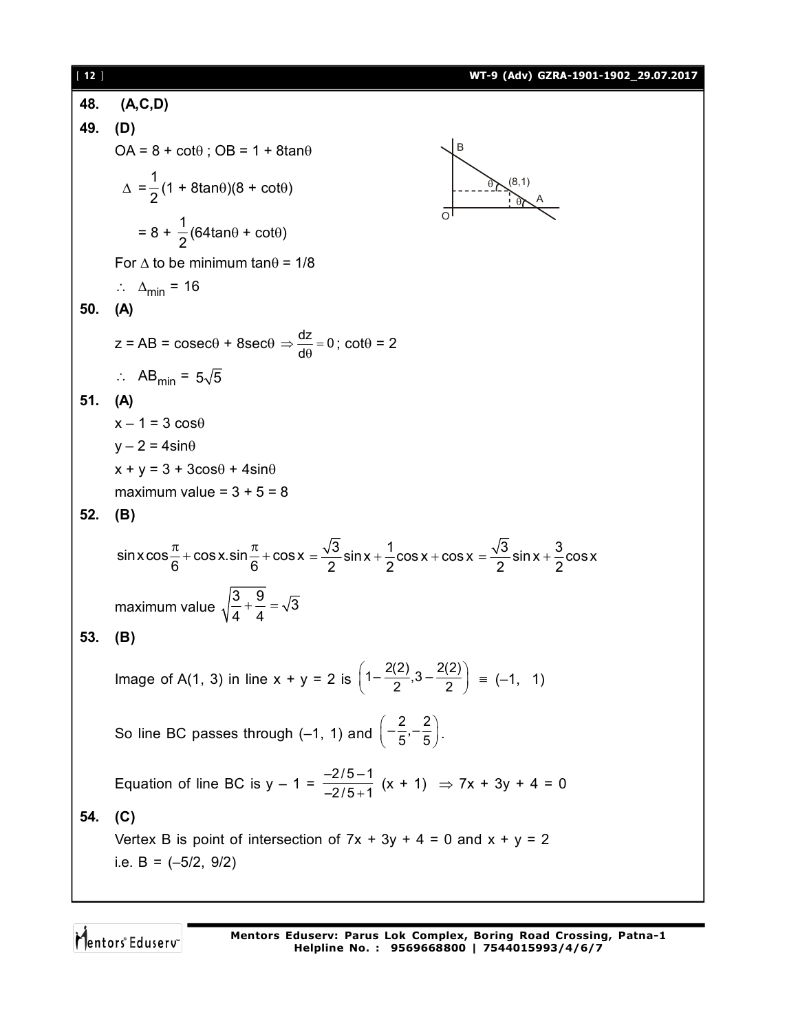**48. (A,C,D)**

**49. (D)**

OA = 8 + $\cot\theta$ ; OB = 1 + 8$\tan\theta$

$$\Delta = \frac{1}{2}(1 + 8\tan\theta)(8 + \cot\theta)$$

$$= 8 + \frac{1}{2}(64\tan\theta + \cot\theta)$$

For $\Delta$ to be minimum $\tan\theta = 1/8$

$\therefore \ \Delta_{min} = 16$

**50. (A)**

$z = AB = \text{cosec}\theta + 8\sec\theta \Rightarrow \frac{dz}{d\theta} = 0$; $\cot\theta = 2$

$\therefore \ AB_{min} = 5\sqrt{5}$

**51. (A)**

$x - 1 = 3\cos\theta$

$y - 2 = 4\sin\theta$

$x + y = 3 + 3\cos\theta + 4\sin\theta$

maximum value = 3 + 5 = 8

**52. (B)**

$$\sin x\cos\frac{\pi}{6} + \cos x.\sin\frac{\pi}{6} + \cos x = \frac{\sqrt{3}}{2}\sin x + \frac{1}{2}\cos x + \cos x = \frac{\sqrt{3}}{2}\sin x + \frac{3}{2}\cos x$$

maximum value $\sqrt{\frac{3}{4} + \frac{9}{4}} = \sqrt{3}$

**53. (B)**

Image of A(1, 3) in line x + y = 2 is $\left(1 - \frac{2(2)}{2}, 3 - \frac{2(2)}{2}\right) \equiv (-1, \ 1)$

So line BC passes through (–1, 1) and $\left(-\frac{2}{5}, -\frac{2}{5}\right)$.

Equation of line BC is $y - 1 = \frac{-2/5 - 1}{-2/5 + 1}(x + 1) \Rightarrow 7x + 3y + 4 = 0$

**54. (C)**

Vertex B is point of intersection of 7x + 3y + 4 = 0 and x + y = 2

i.e. B = (–5/2, 9/2)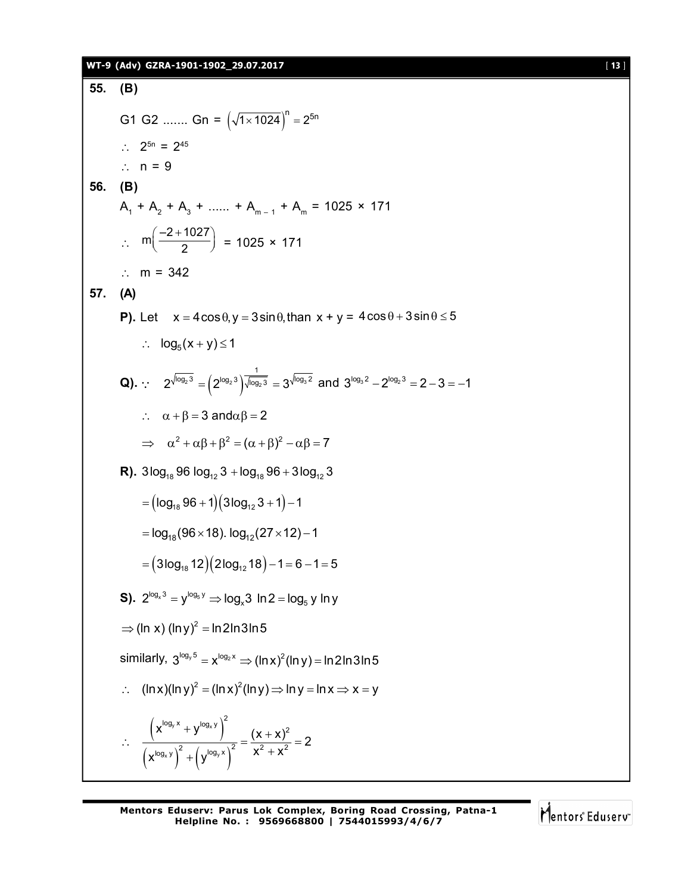**55. (B)**

G1 G2 ....... Gn = $\left(\sqrt{1\times 1024}\right)^n = 2^{5n}$

$\therefore$ $2^{5n} = 2^{45}$

$\therefore$ n = 9

**56. (B)**

$A_1 + A_2 + A_3 + ...... + A_{m-1} + A_m = 1025 \times 171$

$\therefore$ $m\left(\dfrac{-2+1027}{2}\right) = 1025 \times 171$

$\therefore$ m = 342

**57. (A)**

**P).** Let $x = 4\cos\theta, y = 3\sin\theta,$ than $x + y = 4\cos\theta + 3\sin\theta \le 5$

$\therefore$ $\log_5(x+y) \le 1$

**Q).** $\because$ $2^{\sqrt{\log_2 3}} = \left(2^{\log_2 3}\right)^{\frac{1}{\sqrt{\log_2 3}}} = 3^{\sqrt{\log_3 2}}$ and $3^{\log_3 2} - 2^{\log_2 3} = 2 - 3 = -1$

$\therefore$ $\alpha + \beta = 3$ and $\alpha\beta = 2$

$\Rightarrow$ $\alpha^2 + \alpha\beta + \beta^2 = (\alpha+\beta)^2 - \alpha\beta = 7$

**R).** $3\log_{18} 96 \log_{12} 3 + \log_{18} 96 + 3\log_{12} 3$

$= \left(\log_{18} 96 + 1\right)\left(3\log_{12} 3 + 1\right) - 1$

$= \log_{18}(96\times 18).\ \log_{12}(27\times 12) - 1$

$= \left(3\log_{18} 12\right)\left(2\log_{12} 18\right) - 1 = 6 - 1 = 5$

**S).** $2^{\log_x 3} = y^{\log_5 y} \Rightarrow \log_x 3\ \ln 2 = \log_5 y\ \ln y$

$\Rightarrow (\ln x)\ (\ln y)^2 = \ln 2 \ln 3 \ln 5$

similarly, $3^{\log_y 5} = x^{\log_2 x} \Rightarrow (\ln x)^2 (\ln y) = \ln 2 \ln 3 \ln 5$

$\therefore$ $(\ln x)(\ln y)^2 = (\ln x)^2(\ln y) \Rightarrow \ln y = \ln x \Rightarrow x = y$

$$\therefore\ \frac{\left(x^{\log_y x} + y^{\log_x y}\right)^2}{\left(x^{\log_x y}\right)^2 + \left(y^{\log_y x}\right)^2} = \frac{(x+x)^2}{x^2 + x^2} = 2$$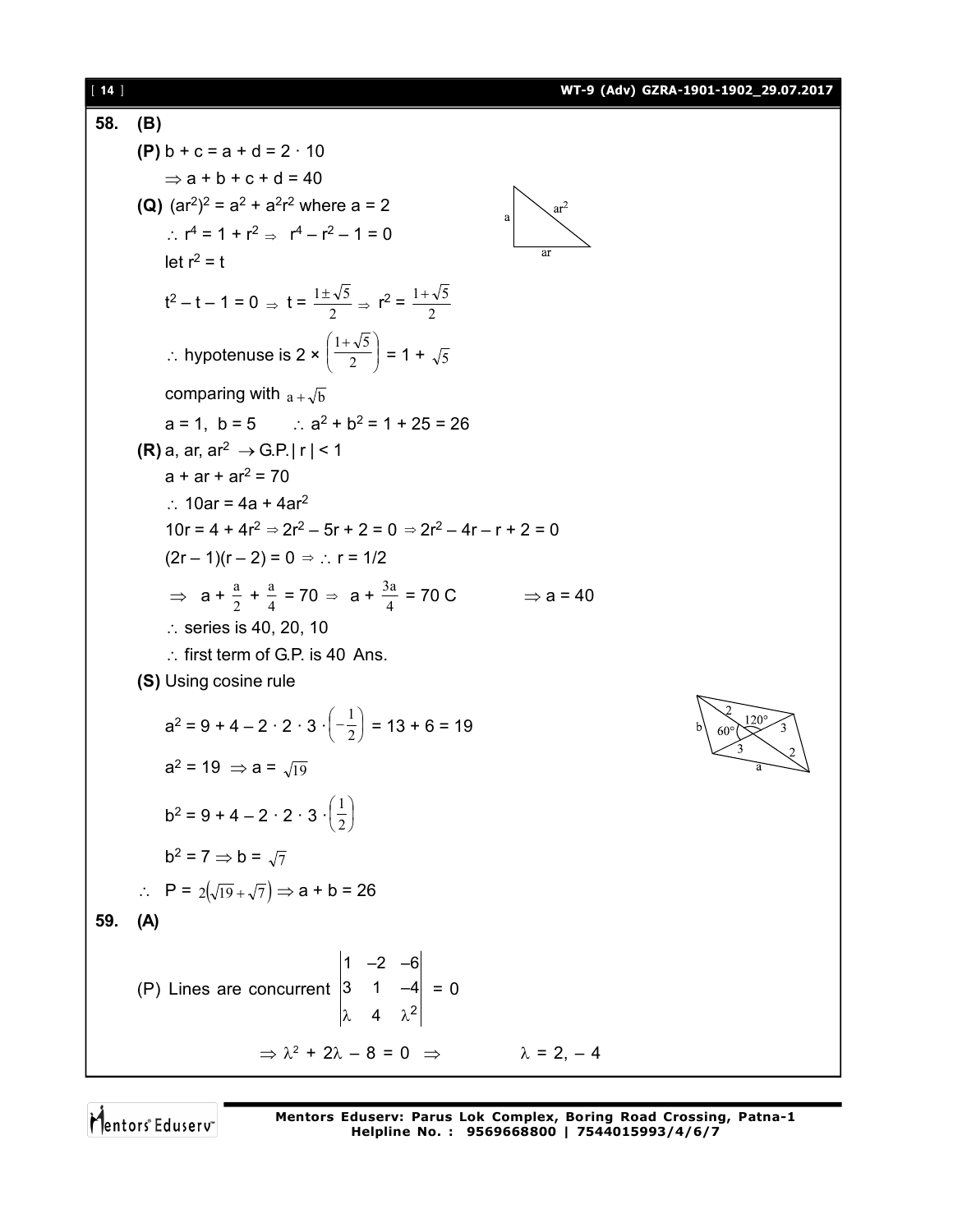**58. (B)**

**(P)** $b + c = a + d = 2 \cdot 10$

$\Rightarrow a + b + c + d = 40$

**(Q)** $(ar^2)^2 = a^2 + a^2r^2$ where $a = 2$

$\therefore r^4 = 1 + r^2 \Rightarrow r^4 - r^2 - 1 = 0$

let $r^2 = t$

$t^2 - t - 1 = 0 \Rightarrow t = \frac{1 \pm \sqrt{5}}{2} \Rightarrow r^2 = \frac{1+\sqrt{5}}{2}$

$\therefore$ hypotenuse is $2 \times \left(\frac{1+\sqrt{5}}{2}\right) = 1 + \sqrt{5}$

comparing with $a + \sqrt{b}$

$a = 1,\ b = 5 \quad \therefore a^2 + b^2 = 1 + 25 = 26$

**(R)** $a, ar, ar^2 \rightarrow$ G.P. $|r| < 1$

$a + ar + ar^2 = 70$

$\therefore 10ar = 4a + 4ar^2$

$10r = 4 + 4r^2 \Rightarrow 2r^2 - 5r + 2 = 0 \Rightarrow 2r^2 - 4r - r + 2 = 0$

$(2r - 1)(r - 2) = 0 \Rightarrow \therefore r = 1/2$

$\Rightarrow a + \frac{a}{2} + \frac{a}{4} = 70 \Rightarrow a + \frac{3a}{4} = 70$ C $\quad \Rightarrow a = 40$

$\therefore$ series is 40, 20, 10

$\therefore$ first term of G.P. is 40 Ans.

**(S)** Using cosine rule

$a^2 = 9 + 4 - 2 \cdot 2 \cdot 3 \cdot \left(-\frac{1}{2}\right) = 13 + 6 = 19$

$a^2 = 19 \Rightarrow a = \sqrt{19}$

$b^2 = 9 + 4 - 2 \cdot 2 \cdot 3 \cdot \left(\frac{1}{2}\right)$

$b^2 = 7 \Rightarrow b = \sqrt{7}$

$\therefore \quad P = 2\left(\sqrt{19} + \sqrt{7}\right) \Rightarrow a + b = 26$

**59. (A)**

(P) Lines are concurrent $\begin{vmatrix} 1 & -2 & -6 \\ 3 & 1 & -4 \\ \lambda & 4 & \lambda^2 \end{vmatrix} = 0$

$\Rightarrow \lambda^2 + 2\lambda - 8 = 0 \Rightarrow \quad \lambda = 2, -4$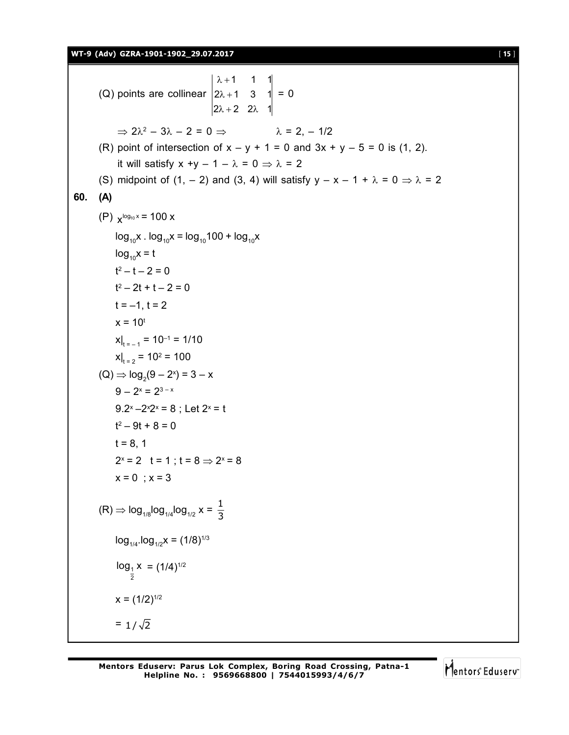(Q) points are collinear $\begin{vmatrix} \lambda+1 & 1 & 1 \\ 2\lambda+1 & 3 & 1 \\ 2\lambda+2 & 2\lambda & 1 \end{vmatrix} = 0$

$\Rightarrow 2\lambda^2 - 3\lambda - 2 = 0 \Rightarrow \quad \lambda = 2, -1/2$

(R) point of intersection of $x - y + 1 = 0$ and $3x + y - 5 = 0$ is (1, 2).

it will satisfy $x + y - 1 - \lambda = 0 \Rightarrow \lambda = 2$

(S) midpoint of (1, – 2) and (3, 4) will satisfy $y - x - 1 + \lambda = 0 \Rightarrow \lambda = 2$

**60. (A)**

(P) $x^{\log_{10} x} = 100\,x$

$\log_{10}x \cdot \log_{10}x = \log_{10}100 + \log_{10}x$

$\log_{10}x = t$

$t^2 - t - 2 = 0$

$t^2 - 2t + t - 2 = 0$

$t = -1, t = 2$

$x = 10^t$

$x|_{t=-1} = 10^{-1} = 1/10$

$x|_{t=2} = 10^2 = 100$

(Q) $\Rightarrow \log_2(9 - 2^x) = 3 - x$

$9 - 2^x = 2^{3-x}$

$9.2^x - 2^x 2^x = 8$ ; Let $2^x = t$

$t^2 - 9t + 8 = 0$

$t = 8, 1$

$2^x = 2 \quad t = 1$ ; $t = 8 \Rightarrow 2^x = 8$

$x = 0$ ; $x = 3$

(R) $\Rightarrow \log_{1/8}\log_{1/4}\log_{1/2} x = \frac{1}{3}$

$\log_{1/4}.\log_{1/2}x = (1/8)^{1/3}$

$\log_{\frac{1}{2}} x = (1/4)^{1/2}$

$x = (1/2)^{1/2}$

$= 1/\sqrt{2}$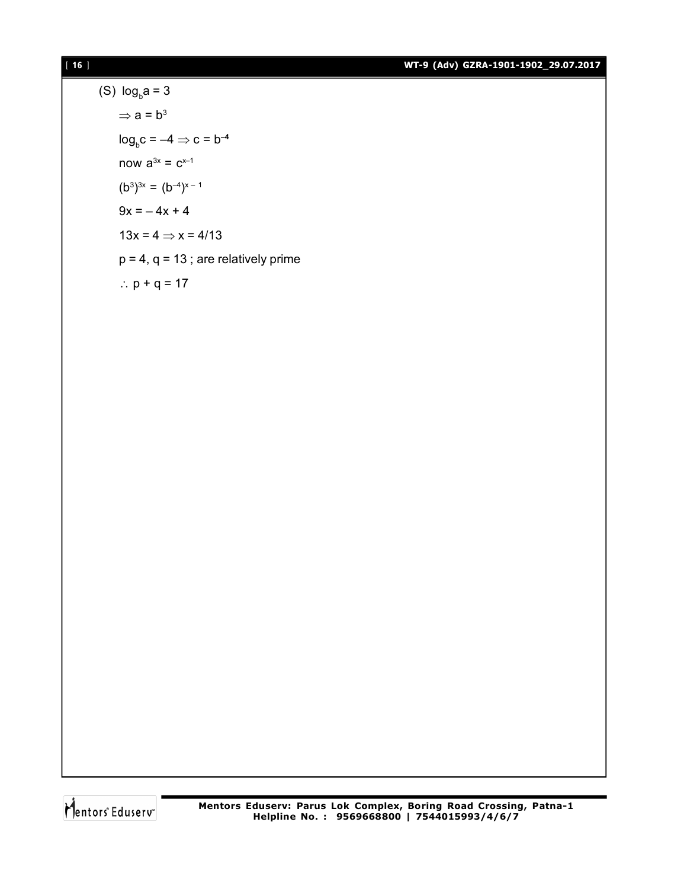(S) $\log_b a = 3$

$\Rightarrow a = b^3$

$\log_b c = -4 \Rightarrow c = b^{-4}$

now $a^{3x} = c^{x-1}$

$(b^3)^{3x} = (b^{-4})^{x-1}$

$9x = -4x + 4$

$13x = 4 \Rightarrow x = 4/13$

$p = 4$, $q = 13$ ; are relatively prime

$\therefore p + q = 17$